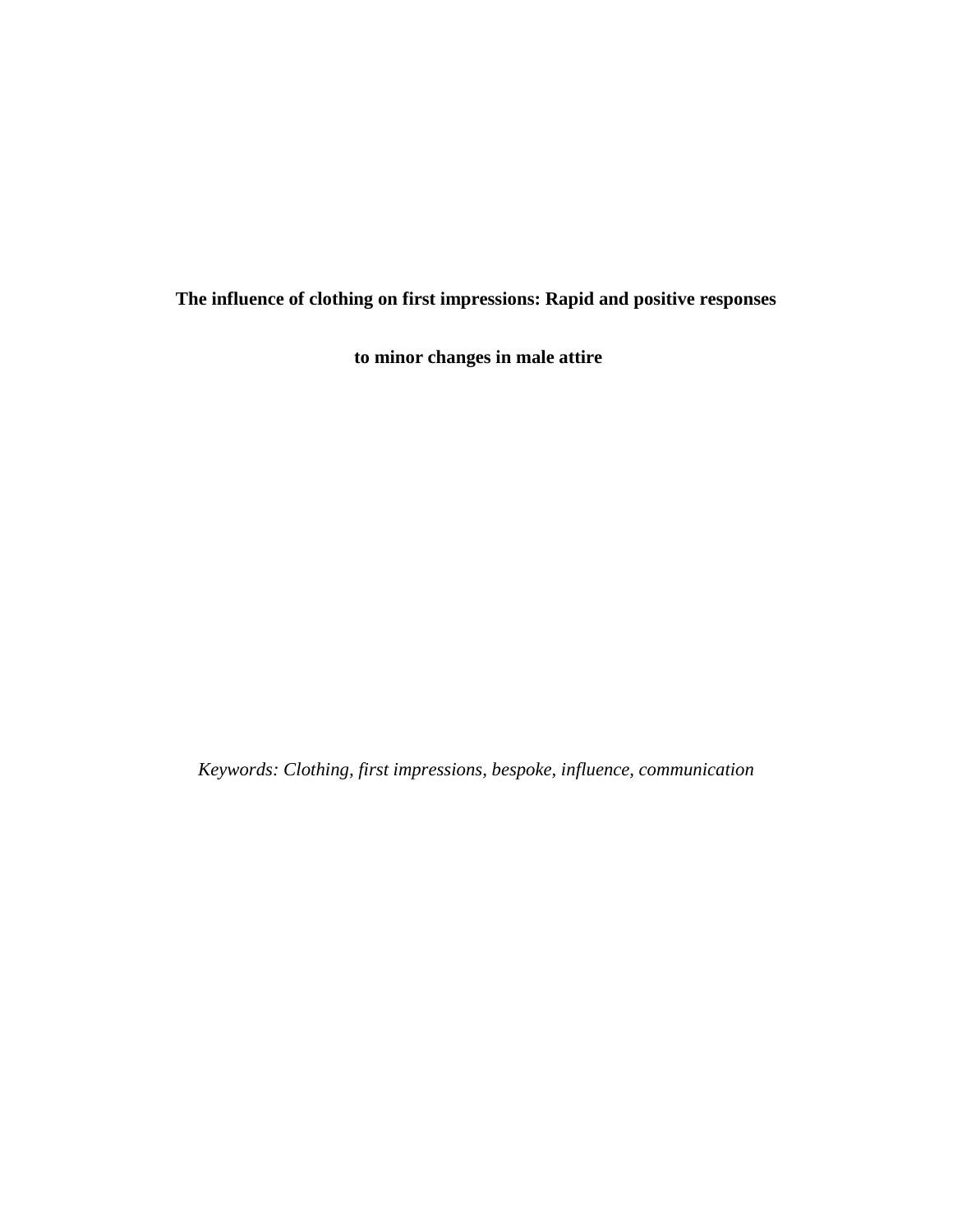# The influence of clothing on first impressions: Rapid and positive responses to minor changes in male attire

*Keywords: Clothing, first impressions, bespoke, influence, communication*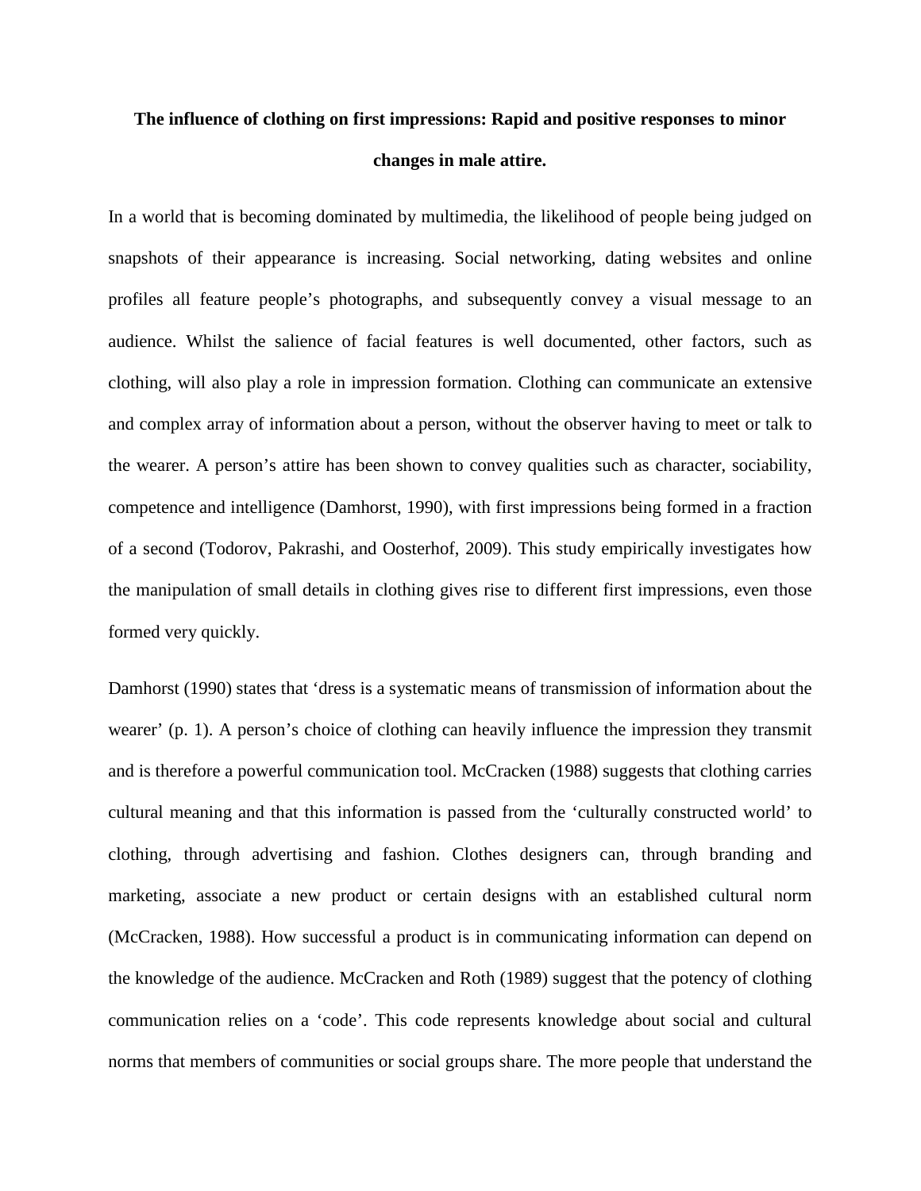**The influence of clothing on first impressions: Rapid and positive responses to minor changes in male attire.**

In a world that is becoming dominated by multimedia, the likelihood of people being judged on snapshots of their appearance is increasing. Social networking, dating websites and online profiles all feature people's photographs, and subsequently convey a visual message to an audience. Whilst the salience of facial features is well documented, other factors, such as clothing, will also play a role in impression formation. Clothing can communicate an extensive and complex array of information about a person, without the observer having to meet or talk to the wearer. A person's attire has been shown to convey qualities such as character, sociability, competence and intelligence (Damhorst, 1990), with first impressions being formed in a fraction of a second (Todorov, Pakrashi, and Oosterhof, 2009). This study empirically investigates how the manipulation of small details in clothing gives rise to different first impressions, even those formed very quickly.

Damhorst (1990) states that 'dress is a systematic means of transmission of information about the wearer' (p. 1). A person's choice of clothing can heavily influence the impression they transmit and is therefore a powerful communication tool. McCracken (1988) suggests that clothing carries cultural meaning and that this information is passed from the 'culturally constructed world' to clothing, through advertising and fashion. Clothes designers can, through branding and marketing, associate a new product or certain designs with an established cultural norm (McCracken, 1988). How successful a product is in communicating information can depend on the knowledge of the audience. McCracken and Roth (1989) suggest that the potency of clothing communication relies on a 'code'. This code represents knowledge about social and cultural norms that members of communities or social groups share. The more people that understand the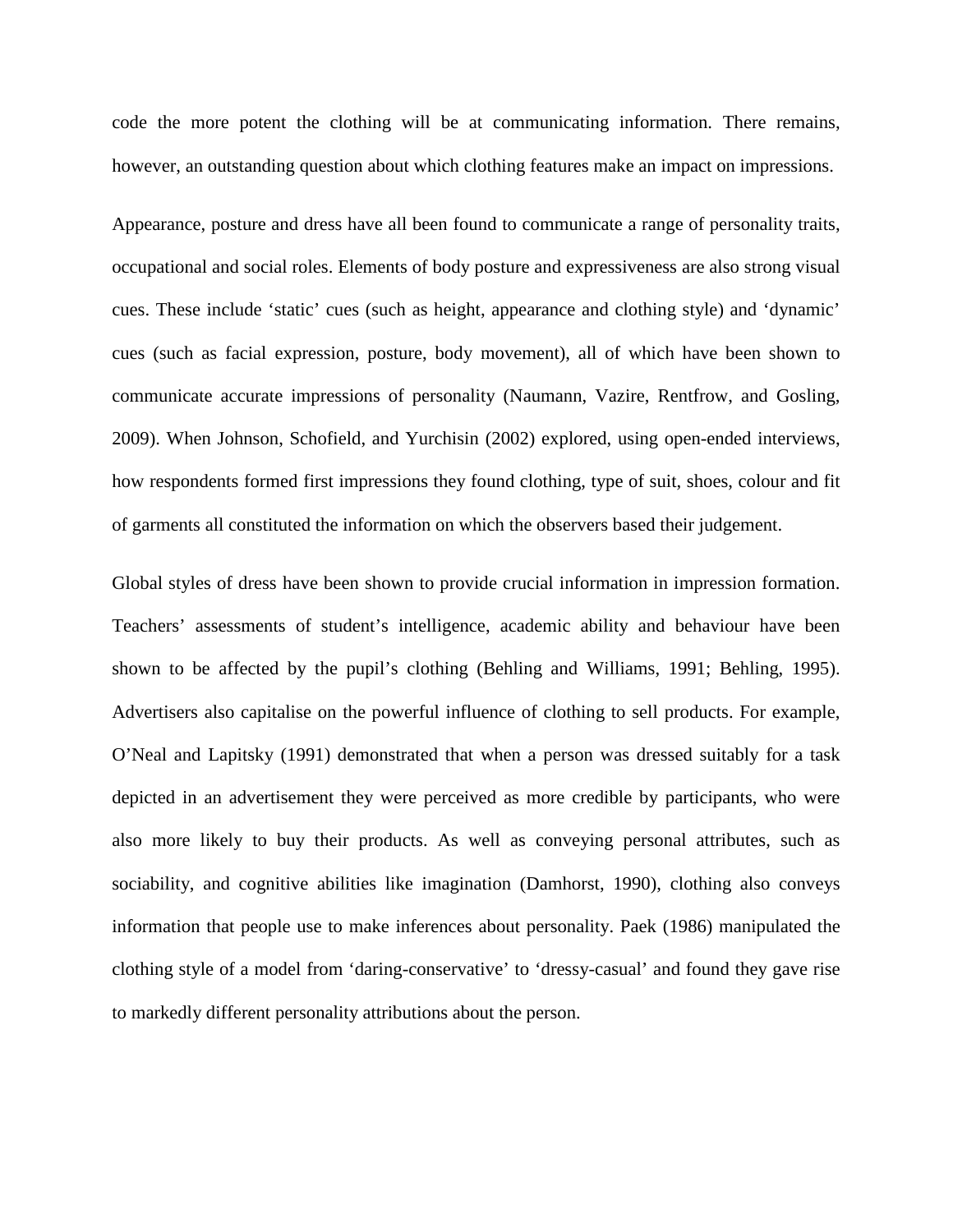code the more potent the clothing will be at communicating information. There remains, however, an outstanding question about which clothing features make an impact on impressions.

Appearance, posture and dress have all been found to communicate a range of personality traits, occupational and social roles. Elements of body posture and expressiveness are also strong visual cues. These include 'static' cues (such as height, appearance and clothing style) and 'dynamic' cues (such as facial expression, posture, body movement), all of which have been shown to communicate accurate impressions of personality (Naumann, Vazire, Rentfrow, and Gosling, 2009). When Johnson, Schofield, and Yurchisin (2002) explored, using open-ended interviews, how respondents formed first impressions they found clothing, type of suit, shoes, colour and fit of garments all constituted the information on which the observers based their judgement.

Global styles of dress have been shown to provide crucial information in impression formation. Teachers' assessments of student's intelligence, academic ability and behaviour have been shown to be affected by the pupil's clothing (Behling and Williams, 1991; Behling, 1995). Advertisers also capitalise on the powerful influence of clothing to sell products. For example, O'Neal and Lapitsky (1991) demonstrated that when a person was dressed suitably for a task depicted in an advertisement they were perceived as more credible by participants, who were also more likely to buy their products. As well as conveying personal attributes, such as sociability, and cognitive abilities like imagination (Damhorst, 1990), clothing also conveys information that people use to make inferences about personality. Paek (1986) manipulated the clothing style of a model from 'daring-conservative' to 'dressy-casual' and found they gave rise to markedly different personality attributions about the person.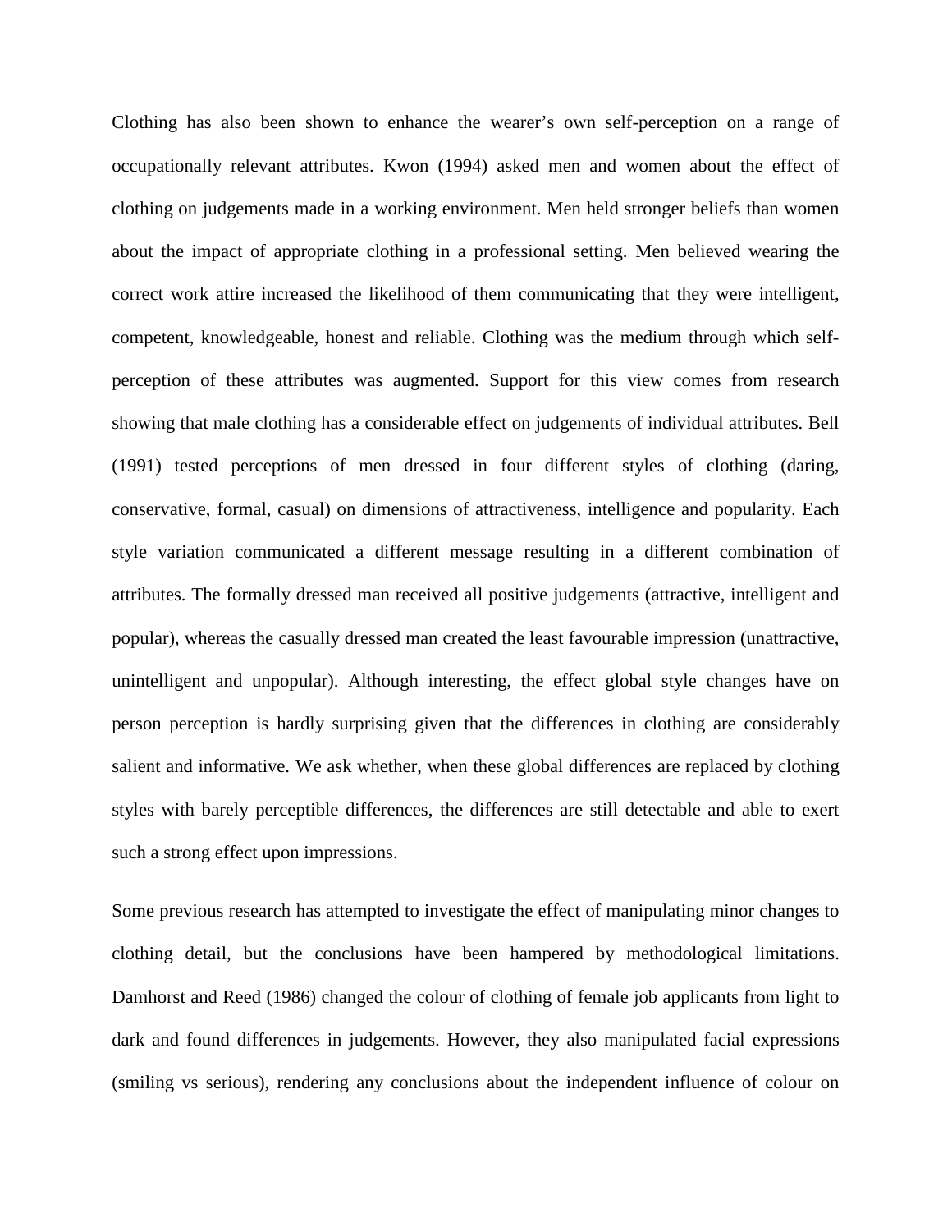Clothing has also been shown to enhance the wearer's own self-perception on a range of occupationally relevant attributes. Kwon (1994) asked men and women about the effect of clothing on judgements made in a working environment. Men held stronger beliefs than women about the impact of appropriate clothing in a professional setting. Men believed wearing the correct work attire increased the likelihood of them communicating that they were intelligent, competent, knowledgeable, honest and reliable. Clothing was the medium through which self-perception of these attributes was augmented. Support for this view comes from research showing that male clothing has a considerable effect on judgements of individual attributes. Bell (1991) tested perceptions of men dressed in four different styles of clothing (daring, conservative, formal, casual) on dimensions of attractiveness, intelligence and popularity. Each style variation communicated a different message resulting in a different combination of attributes. The formally dressed man received all positive judgements (attractive, intelligent and popular), whereas the casually dressed man created the least favourable impression (unattractive, unintelligent and unpopular). Although interesting, the effect global style changes have on person perception is hardly surprising given that the differences in clothing are considerably salient and informative. We ask whether, when these global differences are replaced by clothing styles with barely perceptible differences, the differences are still detectable and able to exert such a strong effect upon impressions.

Some previous research has attempted to investigate the effect of manipulating minor changes to clothing detail, but the conclusions have been hampered by methodological limitations. Damhorst and Reed (1986) changed the colour of clothing of female job applicants from light to dark and found differences in judgements. However, they also manipulated facial expressions (smiling vs serious), rendering any conclusions about the independent influence of colour on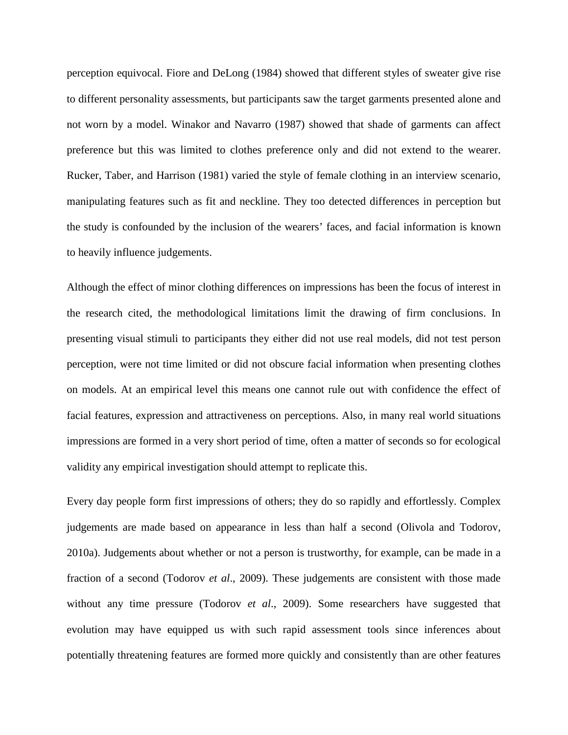perception equivocal. Fiore and DeLong (1984) showed that different styles of sweater give rise to different personality assessments, but participants saw the target garments presented alone and not worn by a model. Winakor and Navarro (1987) showed that shade of garments can affect preference but this was limited to clothes preference only and did not extend to the wearer. Rucker, Taber, and Harrison (1981) varied the style of female clothing in an interview scenario, manipulating features such as fit and neckline. They too detected differences in perception but the study is confounded by the inclusion of the wearers' faces, and facial information is known to heavily influence judgements.

Although the effect of minor clothing differences on impressions has been the focus of interest in the research cited, the methodological limitations limit the drawing of firm conclusions. In presenting visual stimuli to participants they either did not use real models, did not test person perception, were not time limited or did not obscure facial information when presenting clothes on models. At an empirical level this means one cannot rule out with confidence the effect of facial features, expression and attractiveness on perceptions. Also, in many real world situations impressions are formed in a very short period of time, often a matter of seconds so for ecological validity any empirical investigation should attempt to replicate this.

Every day people form first impressions of others; they do so rapidly and effortlessly. Complex judgements are made based on appearance in less than half a second (Olivola and Todorov, 2010a). Judgements about whether or not a person is trustworthy, for example, can be made in a fraction of a second (Todorov *et al*., 2009). These judgements are consistent with those made without any time pressure (Todorov *et al*., 2009). Some researchers have suggested that evolution may have equipped us with such rapid assessment tools since inferences about potentially threatening features are formed more quickly and consistently than are other features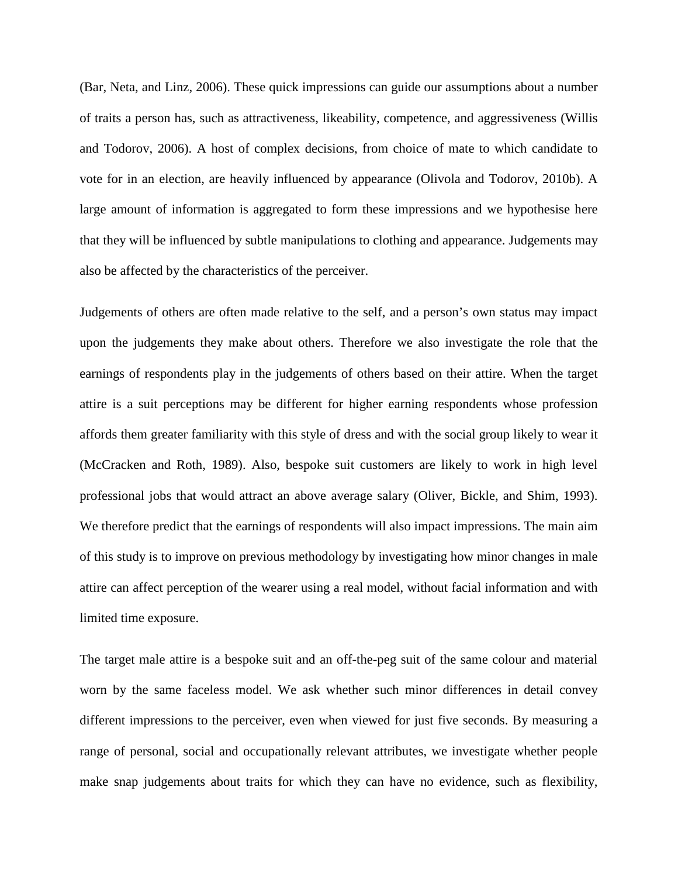(Bar, Neta, and Linz, 2006). These quick impressions can guide our assumptions about a number of traits a person has, such as attractiveness, likeability, competence, and aggressiveness (Willis and Todorov, 2006). A host of complex decisions, from choice of mate to which candidate to vote for in an election, are heavily influenced by appearance (Olivola and Todorov, 2010b). A large amount of information is aggregated to form these impressions and we hypothesise here that they will be influenced by subtle manipulations to clothing and appearance. Judgements may also be affected by the characteristics of the perceiver.

Judgements of others are often made relative to the self, and a person's own status may impact upon the judgements they make about others. Therefore we also investigate the role that the earnings of respondents play in the judgements of others based on their attire. When the target attire is a suit perceptions may be different for higher earning respondents whose profession affords them greater familiarity with this style of dress and with the social group likely to wear it (McCracken and Roth, 1989). Also, bespoke suit customers are likely to work in high level professional jobs that would attract an above average salary (Oliver, Bickle, and Shim, 1993). We therefore predict that the earnings of respondents will also impact impressions. The main aim of this study is to improve on previous methodology by investigating how minor changes in male attire can affect perception of the wearer using a real model, without facial information and with limited time exposure.

The target male attire is a bespoke suit and an off-the-peg suit of the same colour and material worn by the same faceless model. We ask whether such minor differences in detail convey different impressions to the perceiver, even when viewed for just five seconds. By measuring a range of personal, social and occupationally relevant attributes, we investigate whether people make snap judgements about traits for which they can have no evidence, such as flexibility,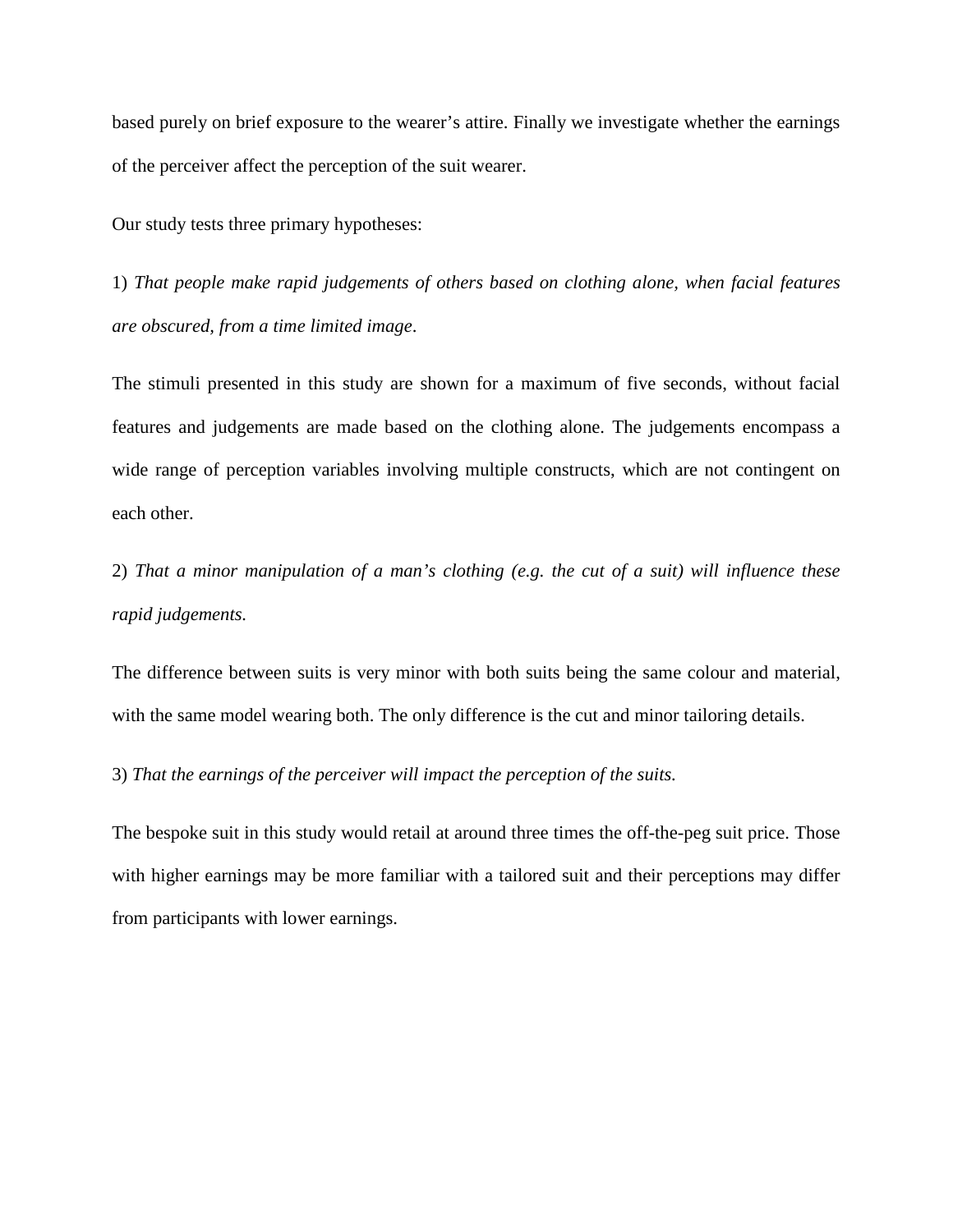based purely on brief exposure to the wearer's attire. Finally we investigate whether the earnings of the perceiver affect the perception of the suit wearer.

Our study tests three primary hypotheses:

1) *That people make rapid judgements of others based on clothing alone, when facial features are obscured, from a time limited image*.

The stimuli presented in this study are shown for a maximum of five seconds, without facial features and judgements are made based on the clothing alone. The judgements encompass a wide range of perception variables involving multiple constructs, which are not contingent on each other.

2) *That a minor manipulation of a man's clothing (e.g. the cut of a suit) will influence these rapid judgements.*

The difference between suits is very minor with both suits being the same colour and material, with the same model wearing both. The only difference is the cut and minor tailoring details.

3) *That the earnings of the perceiver will impact the perception of the suits.*

The bespoke suit in this study would retail at around three times the off-the-peg suit price. Those with higher earnings may be more familiar with a tailored suit and their perceptions may differ from participants with lower earnings.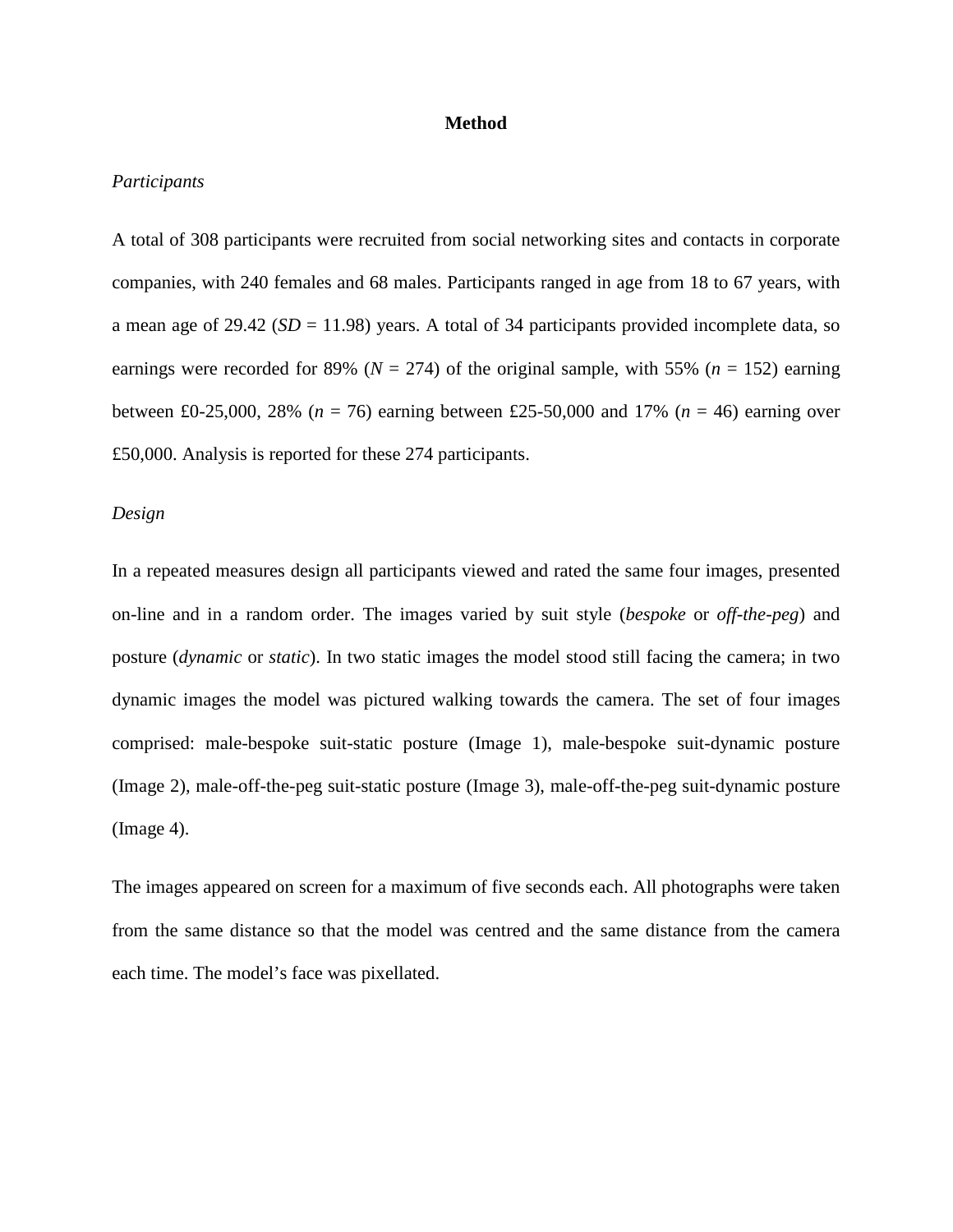# Method

*Participants*

A total of 308 participants were recruited from social networking sites and contacts in corporate companies, with 240 females and 68 males. Participants ranged in age from 18 to 67 years, with a mean age of 29.42 (*SD* = 11.98) years. A total of 34 participants provided incomplete data, so earnings were recorded for 89% (*N* = 274) of the original sample, with 55% (*n* = 152) earning between £0-25,000, 28% (*n* = 76) earning between £25-50,000 and 17% (*n* = 46) earning over £50,000. Analysis is reported for these 274 participants.

*Design*

In a repeated measures design all participants viewed and rated the same four images, presented on-line and in a random order. The images varied by suit style (*bespoke* or *off-the-peg*) and posture (*dynamic* or *static*). In two static images the model stood still facing the camera; in two dynamic images the model was pictured walking towards the camera. The set of four images comprised: male-bespoke suit-static posture (Image 1), male-bespoke suit-dynamic posture (Image 2), male-off-the-peg suit-static posture (Image 3), male-off-the-peg suit-dynamic posture (Image 4).

The images appeared on screen for a maximum of five seconds each. All photographs were taken from the same distance so that the model was centred and the same distance from the camera each time. The model's face was pixellated.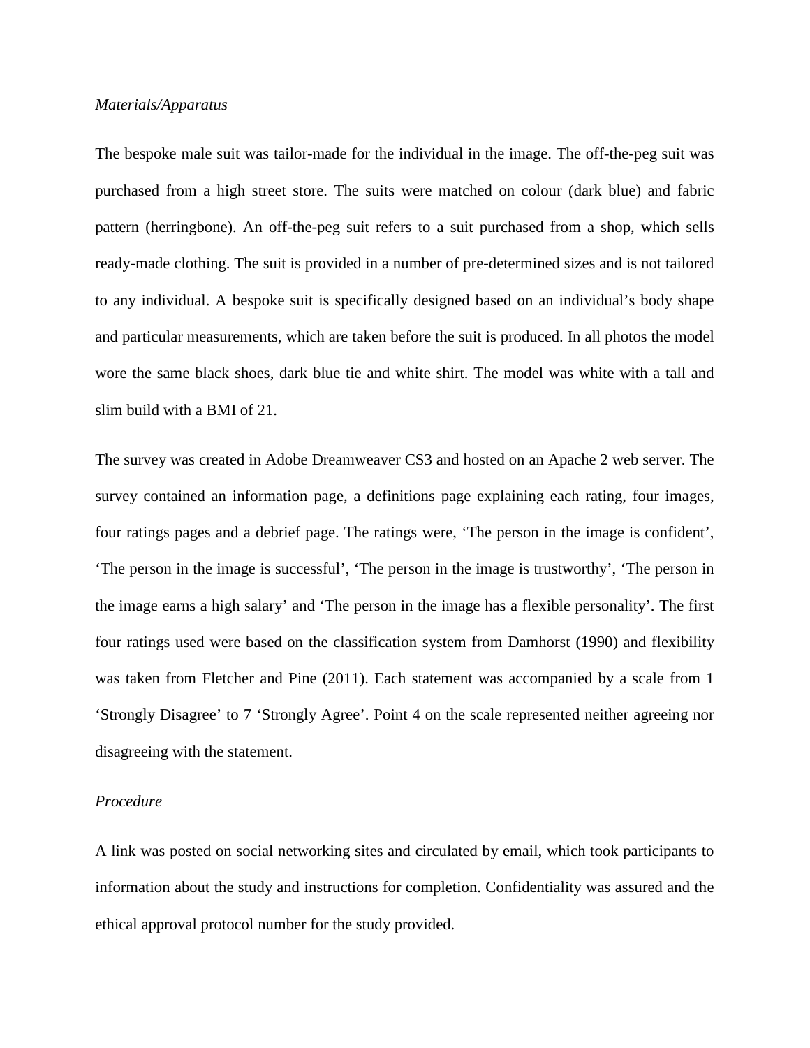*Materials/Apparatus*

The bespoke male suit was tailor-made for the individual in the image. The off-the-peg suit was purchased from a high street store. The suits were matched on colour (dark blue) and fabric pattern (herringbone). An off-the-peg suit refers to a suit purchased from a shop, which sells ready-made clothing. The suit is provided in a number of pre-determined sizes and is not tailored to any individual. A bespoke suit is specifically designed based on an individual's body shape and particular measurements, which are taken before the suit is produced. In all photos the model wore the same black shoes, dark blue tie and white shirt. The model was white with a tall and slim build with a BMI of 21.

The survey was created in Adobe Dreamweaver CS3 and hosted on an Apache 2 web server. The survey contained an information page, a definitions page explaining each rating, four images, four ratings pages and a debrief page. The ratings were, 'The person in the image is confident', 'The person in the image is successful', 'The person in the image is trustworthy', 'The person in the image earns a high salary' and 'The person in the image has a flexible personality'. The first four ratings used were based on the classification system from Damhorst (1990) and flexibility was taken from Fletcher and Pine (2011). Each statement was accompanied by a scale from 1 'Strongly Disagree' to 7 'Strongly Agree'. Point 4 on the scale represented neither agreeing nor disagreeing with the statement.

*Procedure*

A link was posted on social networking sites and circulated by email, which took participants to information about the study and instructions for completion. Confidentiality was assured and the ethical approval protocol number for the study provided.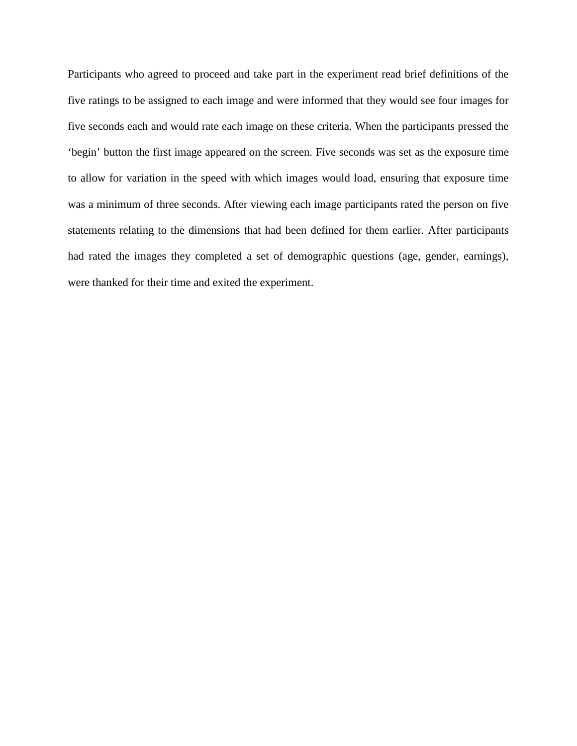Participants who agreed to proceed and take part in the experiment read brief definitions of the five ratings to be assigned to each image and were informed that they would see four images for five seconds each and would rate each image on these criteria. When the participants pressed the ‘begin’ button the first image appeared on the screen. Five seconds was set as the exposure time to allow for variation in the speed with which images would load, ensuring that exposure time was a minimum of three seconds. After viewing each image participants rated the person on five statements relating to the dimensions that had been defined for them earlier. After participants had rated the images they completed a set of demographic questions (age, gender, earnings), were thanked for their time and exited the experiment.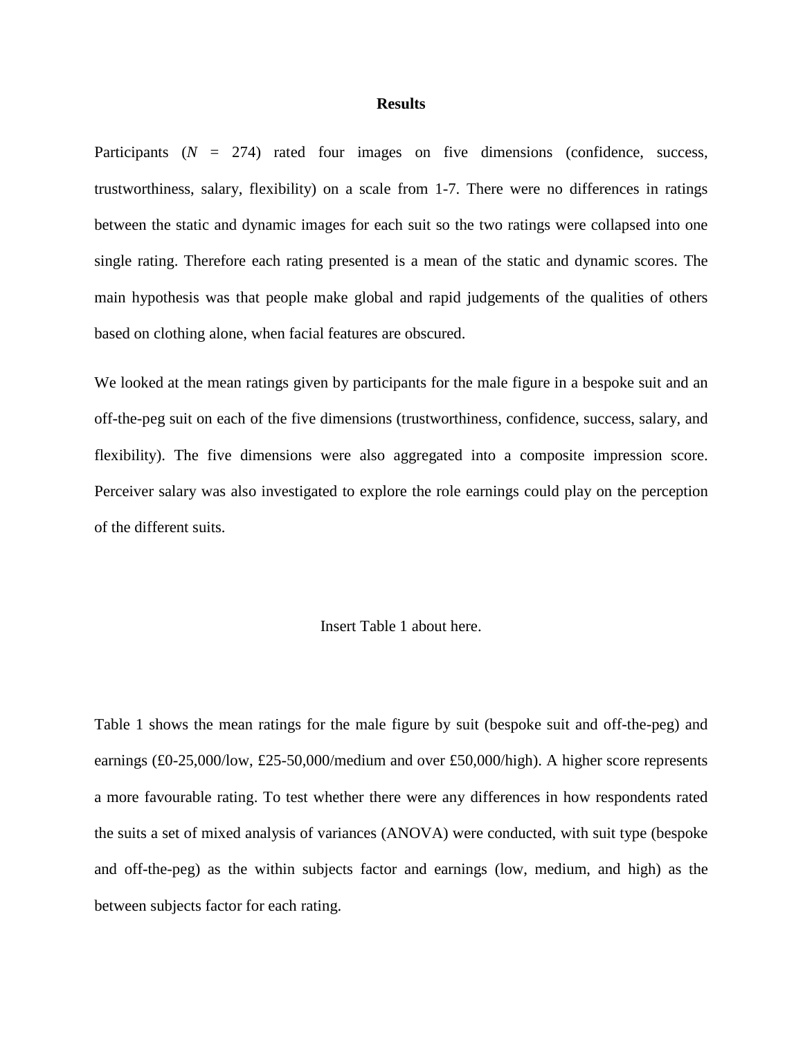## Results

Participants ($N$ = 274) rated four images on five dimensions (confidence, success, trustworthiness, salary, flexibility) on a scale from 1-7. There were no differences in ratings between the static and dynamic images for each suit so the two ratings were collapsed into one single rating. Therefore each rating presented is a mean of the static and dynamic scores. The main hypothesis was that people make global and rapid judgements of the qualities of others based on clothing alone, when facial features are obscured.

We looked at the mean ratings given by participants for the male figure in a bespoke suit and an off-the-peg suit on each of the five dimensions (trustworthiness, confidence, success, salary, and flexibility). The five dimensions were also aggregated into a composite impression score. Perceiver salary was also investigated to explore the role earnings could play on the perception of the different suits.

Insert Table 1 about here.

Table 1 shows the mean ratings for the male figure by suit (bespoke suit and off-the-peg) and earnings (£0-25,000/low, £25-50,000/medium and over £50,000/high). A higher score represents a more favourable rating. To test whether there were any differences in how respondents rated the suits a set of mixed analysis of variances (ANOVA) were conducted, with suit type (bespoke and off-the-peg) as the within subjects factor and earnings (low, medium, and high) as the between subjects factor for each rating.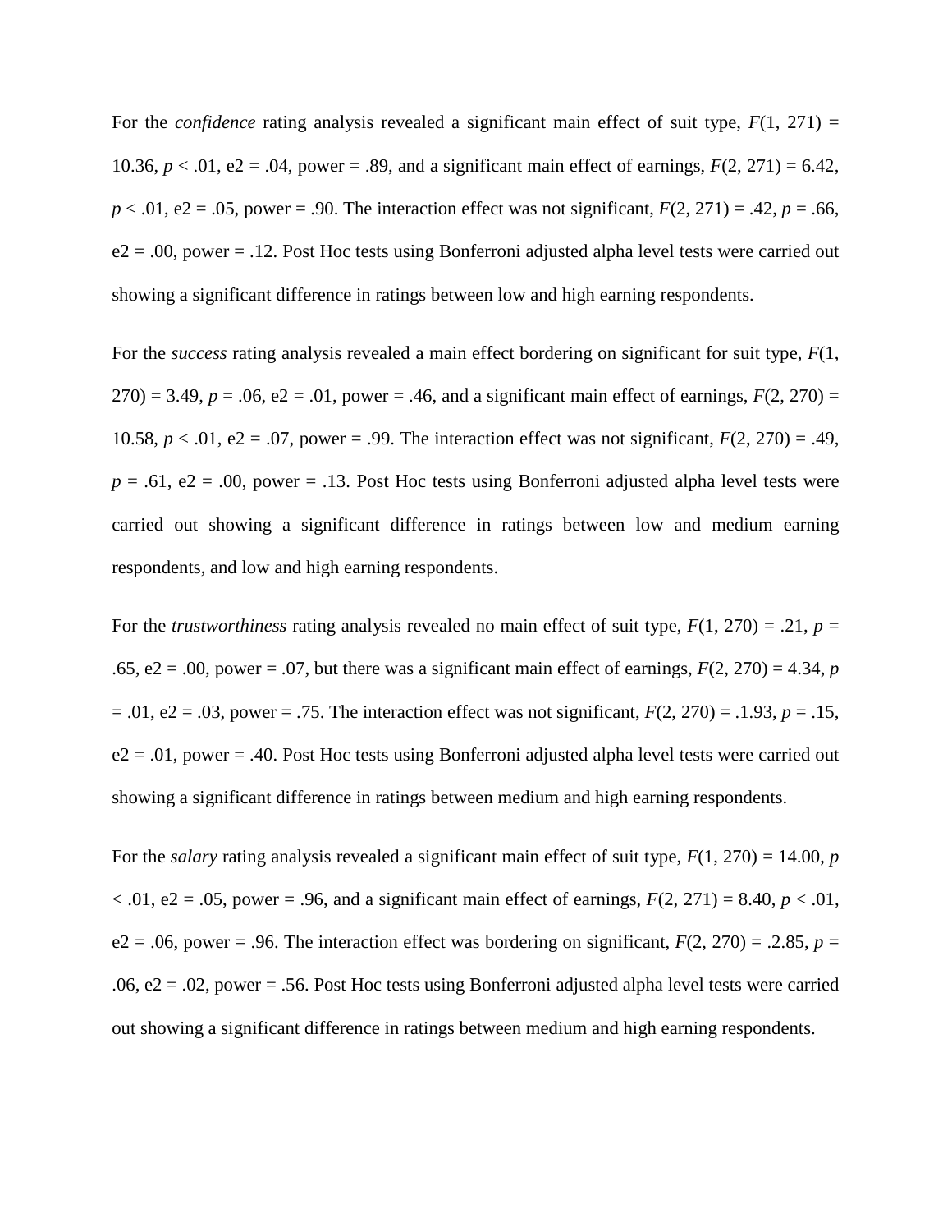For the *confidence* rating analysis revealed a significant main effect of suit type, $F(1, 271) = 10.36$, $p < .01$, e2 = .04, power = .89, and a significant main effect of earnings, $F(2, 271) = 6.42$, $p < .01$, e2 = .05, power = .90. The interaction effect was not significant, $F(2, 271) = .42$, $p = .66$, e2 = .00, power = .12. Post Hoc tests using Bonferroni adjusted alpha level tests were carried out showing a significant difference in ratings between low and high earning respondents.

For the *success* rating analysis revealed a main effect bordering on significant for suit type, $F(1, 270) = 3.49$, $p = .06$, e2 = .01, power = .46, and a significant main effect of earnings, $F(2, 270) = 10.58$, $p < .01$, e2 = .07, power = .99. The interaction effect was not significant, $F(2, 270) = .49$, $p = .61$, e2 = .00, power = .13. Post Hoc tests using Bonferroni adjusted alpha level tests were carried out showing a significant difference in ratings between low and medium earning respondents, and low and high earning respondents.

For the *trustworthiness* rating analysis revealed no main effect of suit type, $F(1, 270) = .21$, $p = .65$, e2 = .00, power = .07, but there was a significant main effect of earnings, $F(2, 270) = 4.34$, $p = .01$, e2 = .03, power = .75. The interaction effect was not significant, $F(2, 270) = .1.93$, $p = .15$, e2 = .01, power = .40. Post Hoc tests using Bonferroni adjusted alpha level tests were carried out showing a significant difference in ratings between medium and high earning respondents.

For the *salary* rating analysis revealed a significant main effect of suit type, $F(1, 270) = 14.00$, $p < .01$, e2 = .05, power = .96, and a significant main effect of earnings, $F(2, 271) = 8.40$, $p < .01$, e2 = .06, power = .96. The interaction effect was bordering on significant, $F(2, 270) = .2.85$, $p = .06$, e2 = .02, power = .56. Post Hoc tests using Bonferroni adjusted alpha level tests were carried out showing a significant difference in ratings between medium and high earning respondents.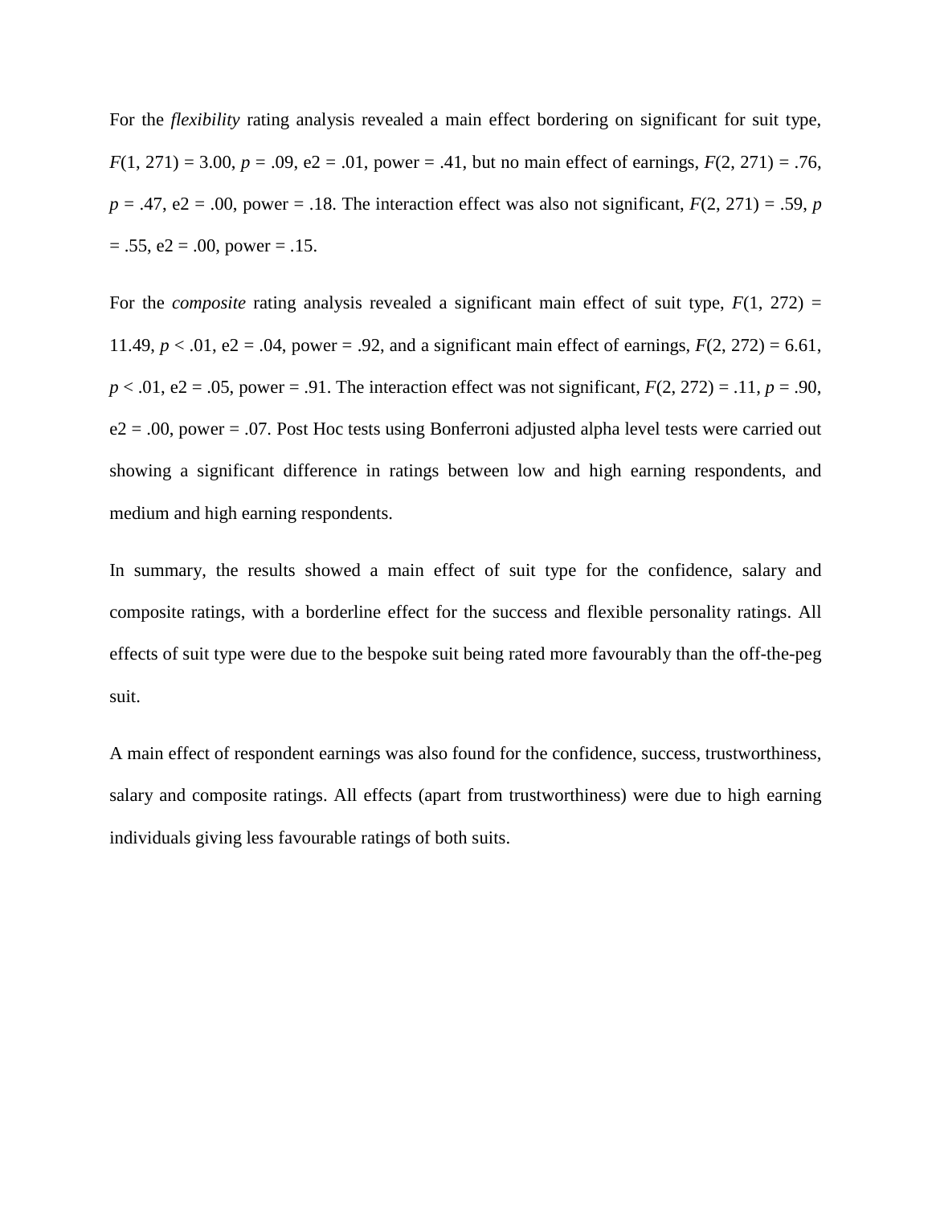For the *flexibility* rating analysis revealed a main effect bordering on significant for suit type, $F(1, 271) = 3.00$, $p = .09$, e2 = .01, power = .41, but no main effect of earnings, $F(2, 271) = .76$, $p = .47$, e2 = .00, power = .18. The interaction effect was also not significant, $F(2, 271) = .59$, $p = .55$, e2 = .00, power = .15.

For the *composite* rating analysis revealed a significant main effect of suit type, $F(1, 272) = 11.49$, $p < .01$, e2 = .04, power = .92, and a significant main effect of earnings, $F(2, 272) = 6.61$, $p < .01$, e2 = .05, power = .91. The interaction effect was not significant, $F(2, 272) = .11$, $p = .90$, e2 = .00, power = .07. Post Hoc tests using Bonferroni adjusted alpha level tests were carried out showing a significant difference in ratings between low and high earning respondents, and medium and high earning respondents.

In summary, the results showed a main effect of suit type for the confidence, salary and composite ratings, with a borderline effect for the success and flexible personality ratings. All effects of suit type were due to the bespoke suit being rated more favourably than the off-the-peg suit.

A main effect of respondent earnings was also found for the confidence, success, trustworthiness, salary and composite ratings. All effects (apart from trustworthiness) were due to high earning individuals giving less favourable ratings of both suits.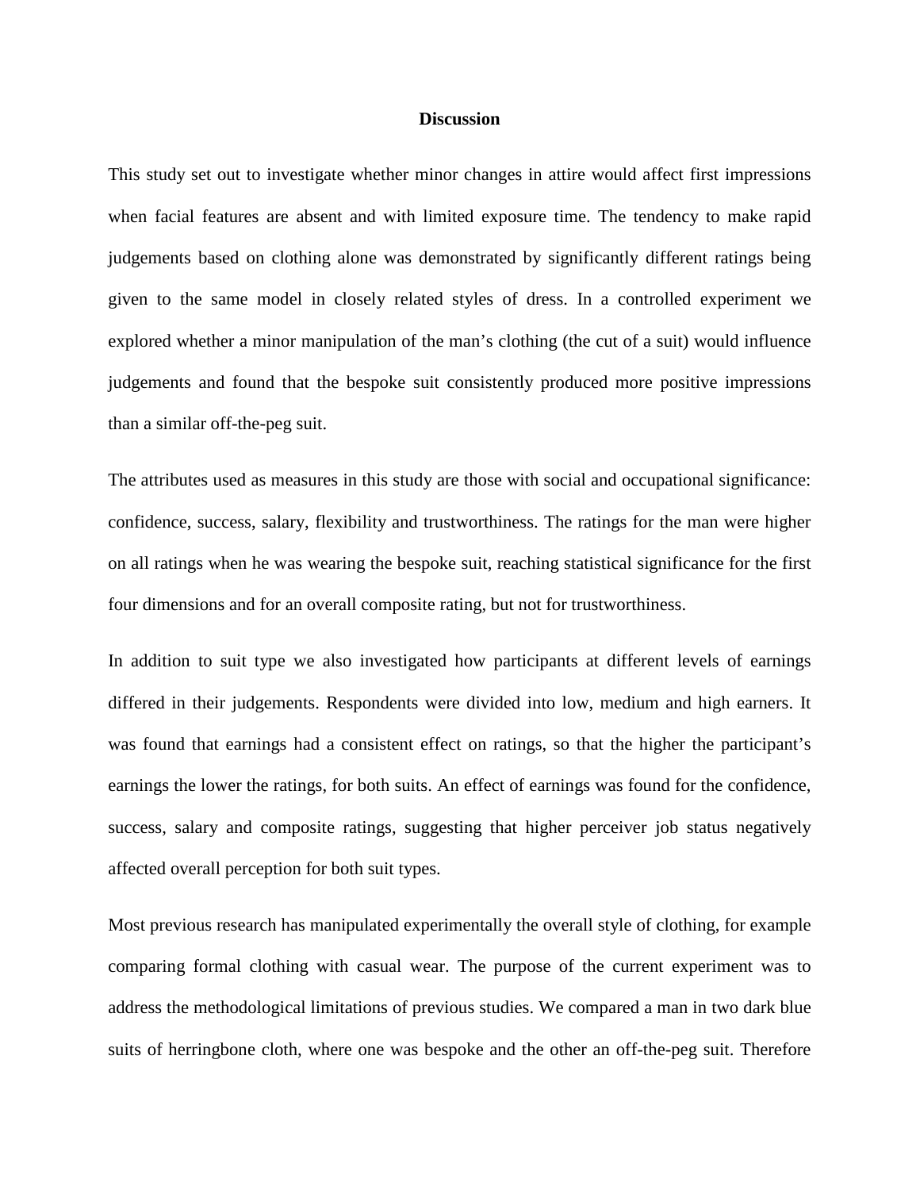## Discussion

This study set out to investigate whether minor changes in attire would affect first impressions when facial features are absent and with limited exposure time. The tendency to make rapid judgements based on clothing alone was demonstrated by significantly different ratings being given to the same model in closely related styles of dress. In a controlled experiment we explored whether a minor manipulation of the man's clothing (the cut of a suit) would influence judgements and found that the bespoke suit consistently produced more positive impressions than a similar off-the-peg suit.

The attributes used as measures in this study are those with social and occupational significance: confidence, success, salary, flexibility and trustworthiness. The ratings for the man were higher on all ratings when he was wearing the bespoke suit, reaching statistical significance for the first four dimensions and for an overall composite rating, but not for trustworthiness.

In addition to suit type we also investigated how participants at different levels of earnings differed in their judgements. Respondents were divided into low, medium and high earners. It was found that earnings had a consistent effect on ratings, so that the higher the participant's earnings the lower the ratings, for both suits. An effect of earnings was found for the confidence, success, salary and composite ratings, suggesting that higher perceiver job status negatively affected overall perception for both suit types.

Most previous research has manipulated experimentally the overall style of clothing, for example comparing formal clothing with casual wear. The purpose of the current experiment was to address the methodological limitations of previous studies. We compared a man in two dark blue suits of herringbone cloth, where one was bespoke and the other an off-the-peg suit. Therefore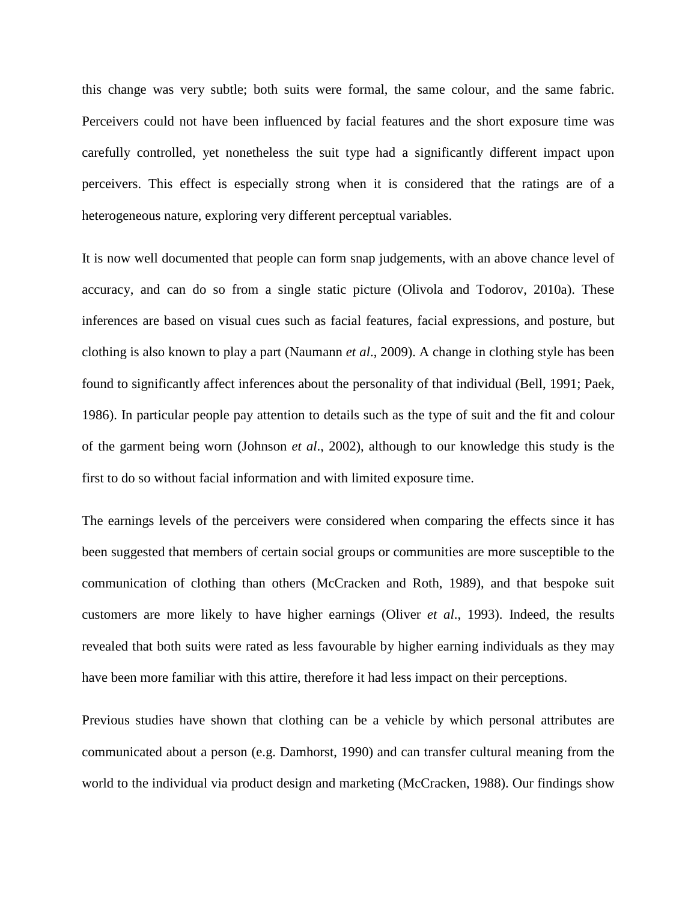this change was very subtle; both suits were formal, the same colour, and the same fabric. Perceivers could not have been influenced by facial features and the short exposure time was carefully controlled, yet nonetheless the suit type had a significantly different impact upon perceivers. This effect is especially strong when it is considered that the ratings are of a heterogeneous nature, exploring very different perceptual variables.

It is now well documented that people can form snap judgements, with an above chance level of accuracy, and can do so from a single static picture (Olivola and Todorov, 2010a). These inferences are based on visual cues such as facial features, facial expressions, and posture, but clothing is also known to play a part (Naumann *et al*., 2009). A change in clothing style has been found to significantly affect inferences about the personality of that individual (Bell, 1991; Paek, 1986). In particular people pay attention to details such as the type of suit and the fit and colour of the garment being worn (Johnson *et al*., 2002), although to our knowledge this study is the first to do so without facial information and with limited exposure time.

The earnings levels of the perceivers were considered when comparing the effects since it has been suggested that members of certain social groups or communities are more susceptible to the communication of clothing than others (McCracken and Roth, 1989), and that bespoke suit customers are more likely to have higher earnings (Oliver *et al*., 1993). Indeed, the results revealed that both suits were rated as less favourable by higher earning individuals as they may have been more familiar with this attire, therefore it had less impact on their perceptions.

Previous studies have shown that clothing can be a vehicle by which personal attributes are communicated about a person (e.g. Damhorst, 1990) and can transfer cultural meaning from the world to the individual via product design and marketing (McCracken, 1988). Our findings show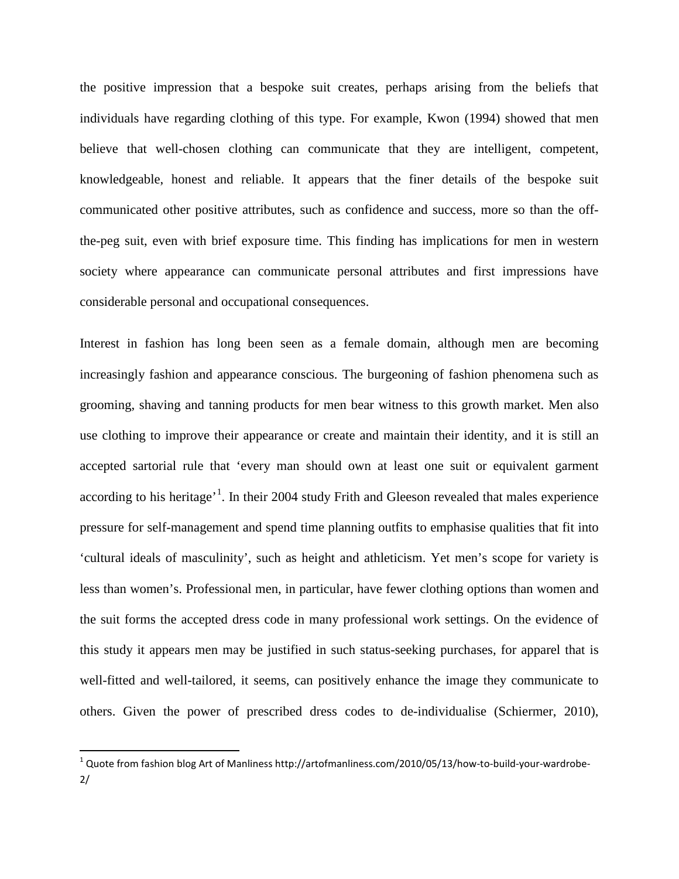the positive impression that a bespoke suit creates, perhaps arising from the beliefs that individuals have regarding clothing of this type. For example, Kwon (1994) showed that men believe that well-chosen clothing can communicate that they are intelligent, competent, knowledgeable, honest and reliable. It appears that the finer details of the bespoke suit communicated other positive attributes, such as confidence and success, more so than the off-the-peg suit, even with brief exposure time. This finding has implications for men in western society where appearance can communicate personal attributes and first impressions have considerable personal and occupational consequences.

Interest in fashion has long been seen as a female domain, although men are becoming increasingly fashion and appearance conscious. The burgeoning of fashion phenomena such as grooming, shaving and tanning products for men bear witness to this growth market. Men also use clothing to improve their appearance or create and maintain their identity, and it is still an accepted sartorial rule that 'every man should own at least one suit or equivalent garment according to his heritage'[1]. In their 2004 study Frith and Gleeson revealed that males experience pressure for self-management and spend time planning outfits to emphasise qualities that fit into 'cultural ideals of masculinity', such as height and athleticism. Yet men's scope for variety is less than women's. Professional men, in particular, have fewer clothing options than women and the suit forms the accepted dress code in many professional work settings. On the evidence of this study it appears men may be justified in such status-seeking purchases, for apparel that is well-fitted and well-tailored, it seems, can positively enhance the image they communicate to others. Given the power of prescribed dress codes to de-individualise (Schiermer, 2010),

[1] Quote from fashion blog Art of Manliness http://artofmanliness.com/2010/05/13/how-to-build-your-wardrobe-2/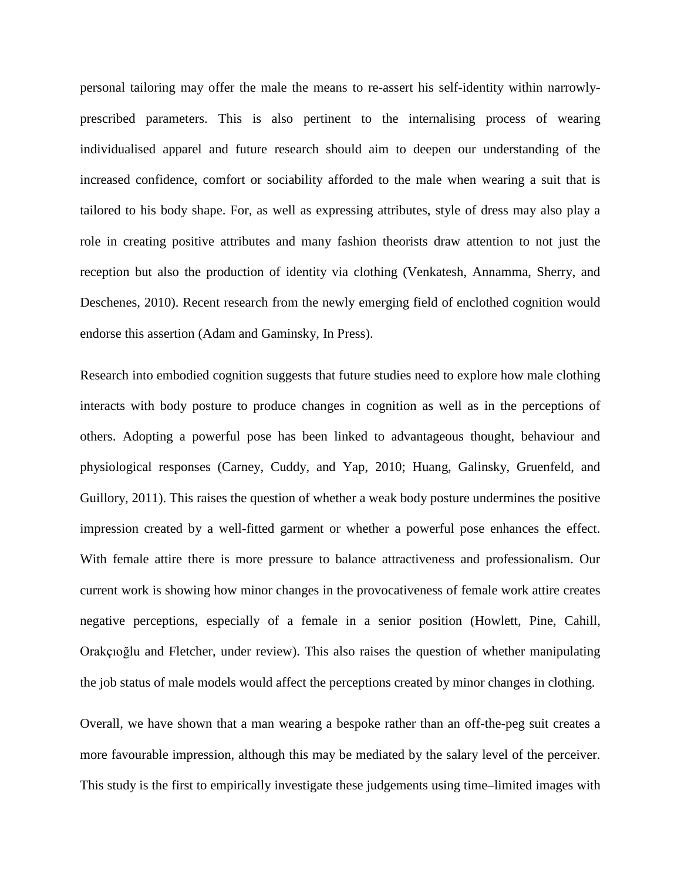personal tailoring may offer the male the means to re-assert his self-identity within narrowly-prescribed parameters. This is also pertinent to the internalising process of wearing individualised apparel and future research should aim to deepen our understanding of the increased confidence, comfort or sociability afforded to the male when wearing a suit that is tailored to his body shape. For, as well as expressing attributes, style of dress may also play a role in creating positive attributes and many fashion theorists draw attention to not just the reception but also the production of identity via clothing (Venkatesh, Annamma, Sherry, and Deschenes, 2010). Recent research from the newly emerging field of enclothed cognition would endorse this assertion (Adam and Gaminsky, In Press).

Research into embodied cognition suggests that future studies need to explore how male clothing interacts with body posture to produce changes in cognition as well as in the perceptions of others. Adopting a powerful pose has been linked to advantageous thought, behaviour and physiological responses (Carney, Cuddy, and Yap, 2010; Huang, Galinsky, Gruenfeld, and Guillory, 2011). This raises the question of whether a weak body posture undermines the positive impression created by a well-fitted garment or whether a powerful pose enhances the effect. With female attire there is more pressure to balance attractiveness and professionalism. Our current work is showing how minor changes in the provocativeness of female work attire creates negative perceptions, especially of a female in a senior position (Howlett, Pine, Cahill, Orakçıoğlu and Fletcher, under review). This also raises the question of whether manipulating the job status of male models would affect the perceptions created by minor changes in clothing.

Overall, we have shown that a man wearing a bespoke rather than an off-the-peg suit creates a more favourable impression, although this may be mediated by the salary level of the perceiver. This study is the first to empirically investigate these judgements using time–limited images with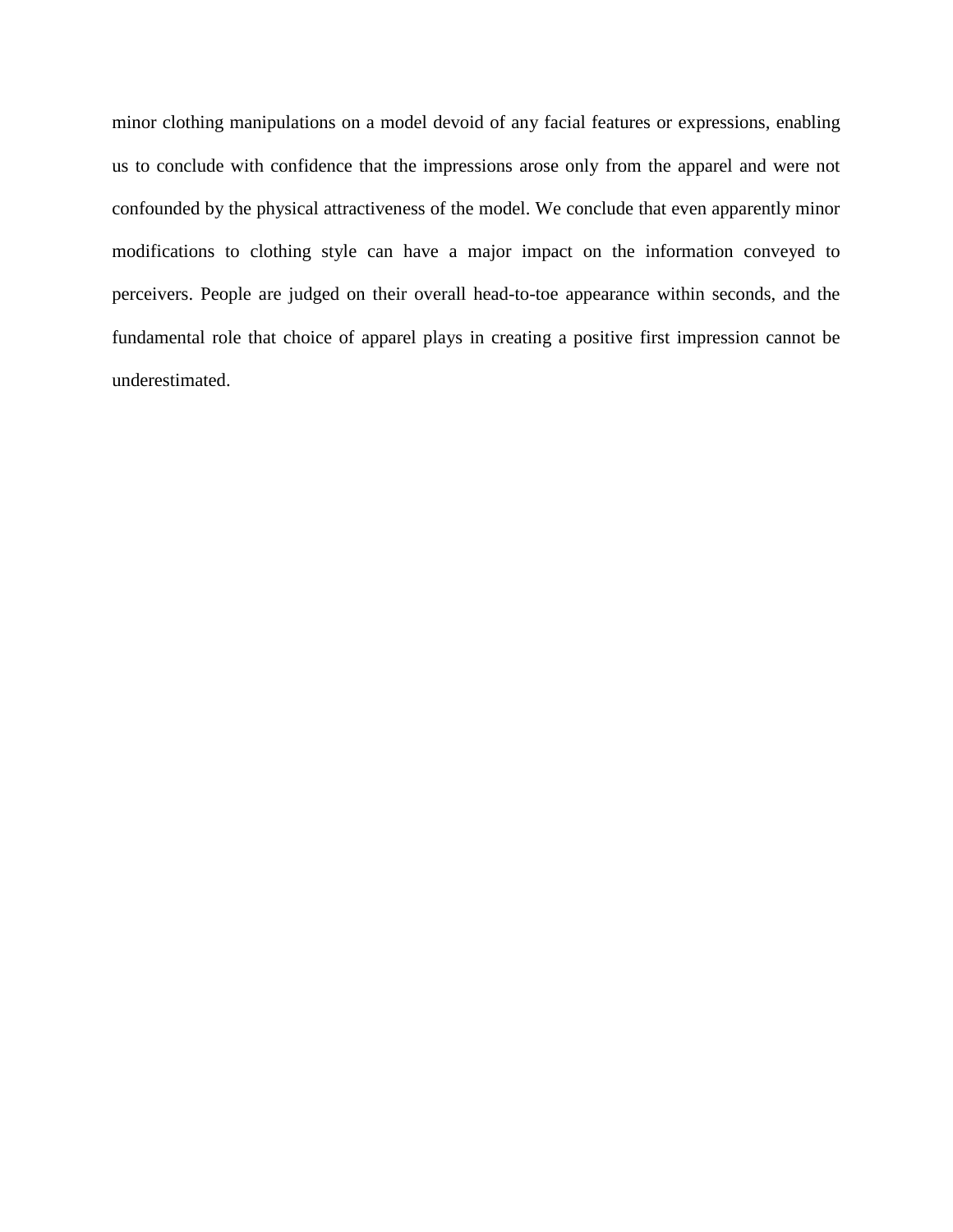minor clothing manipulations on a model devoid of any facial features or expressions, enabling us to conclude with confidence that the impressions arose only from the apparel and were not confounded by the physical attractiveness of the model. We conclude that even apparently minor modifications to clothing style can have a major impact on the information conveyed to perceivers. People are judged on their overall head-to-toe appearance within seconds, and the fundamental role that choice of apparel plays in creating a positive first impression cannot be underestimated.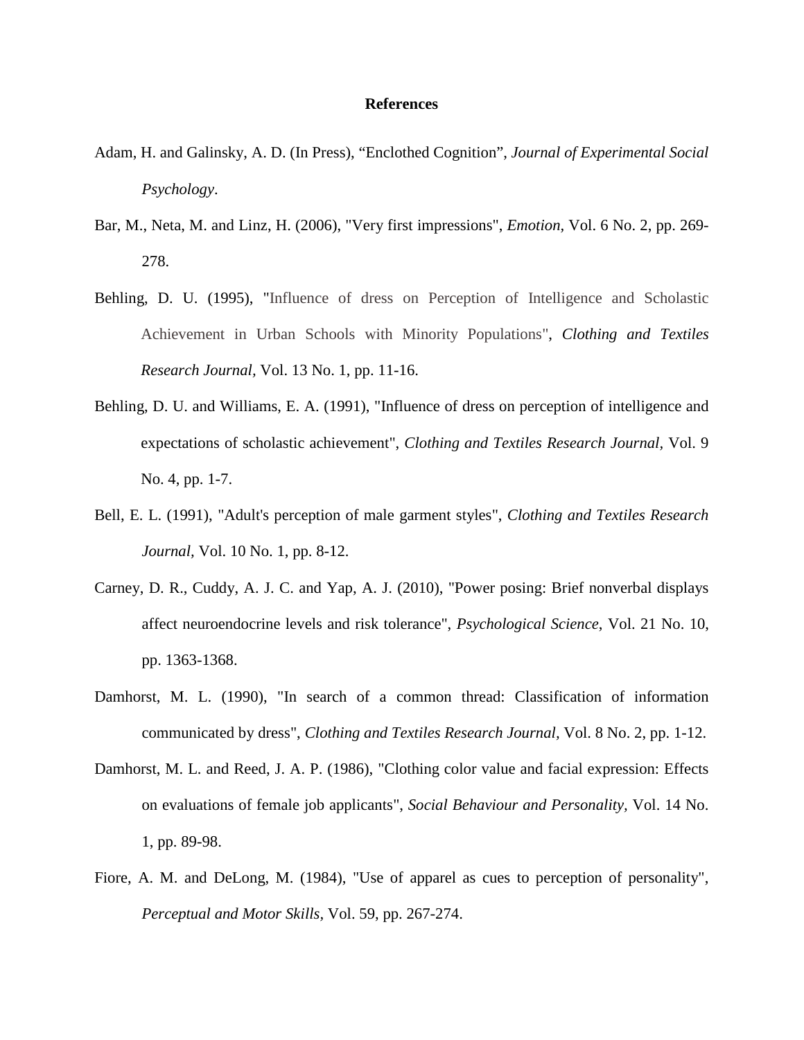## References

Adam, H. and Galinsky, A. D. (In Press), "Enclothed Cognition", *Journal of Experimental Social Psychology*.

Bar, M., Neta, M. and Linz, H. (2006), "Very first impressions", *Emotion,* Vol. 6 No. 2, pp. 269-278.

Behling, D. U. (1995), "Influence of dress on Perception of Intelligence and Scholastic Achievement in Urban Schools with Minority Populations", *Clothing and Textiles Research Journal*, Vol. 13 No. 1, pp. 11-16.

Behling, D. U. and Williams, E. A. (1991), "Influence of dress on perception of intelligence and expectations of scholastic achievement", *Clothing and Textiles Research Journal*, Vol. 9 No. 4, pp. 1-7.

Bell, E. L. (1991), "Adult's perception of male garment styles", *Clothing and Textiles Research Journal*, Vol. 10 No. 1, pp. 8-12.

Carney, D. R., Cuddy, A. J. C. and Yap, A. J. (2010), "Power posing: Brief nonverbal displays affect neuroendocrine levels and risk tolerance", *Psychological Science*, Vol. 21 No. 10, pp. 1363-1368.

Damhorst, M. L. (1990), "In search of a common thread: Classification of information communicated by dress", *Clothing and Textiles Research Journal,* Vol. 8 No. 2, pp. 1-12.

Damhorst, M. L. and Reed, J. A. P. (1986), "Clothing color value and facial expression: Effects on evaluations of female job applicants", *Social Behaviour and Personality,* Vol. 14 No. 1, pp. 89-98.

Fiore, A. M. and DeLong, M. (1984), "Use of apparel as cues to perception of personality", *Perceptual and Motor Skills*, Vol. 59, pp. 267-274.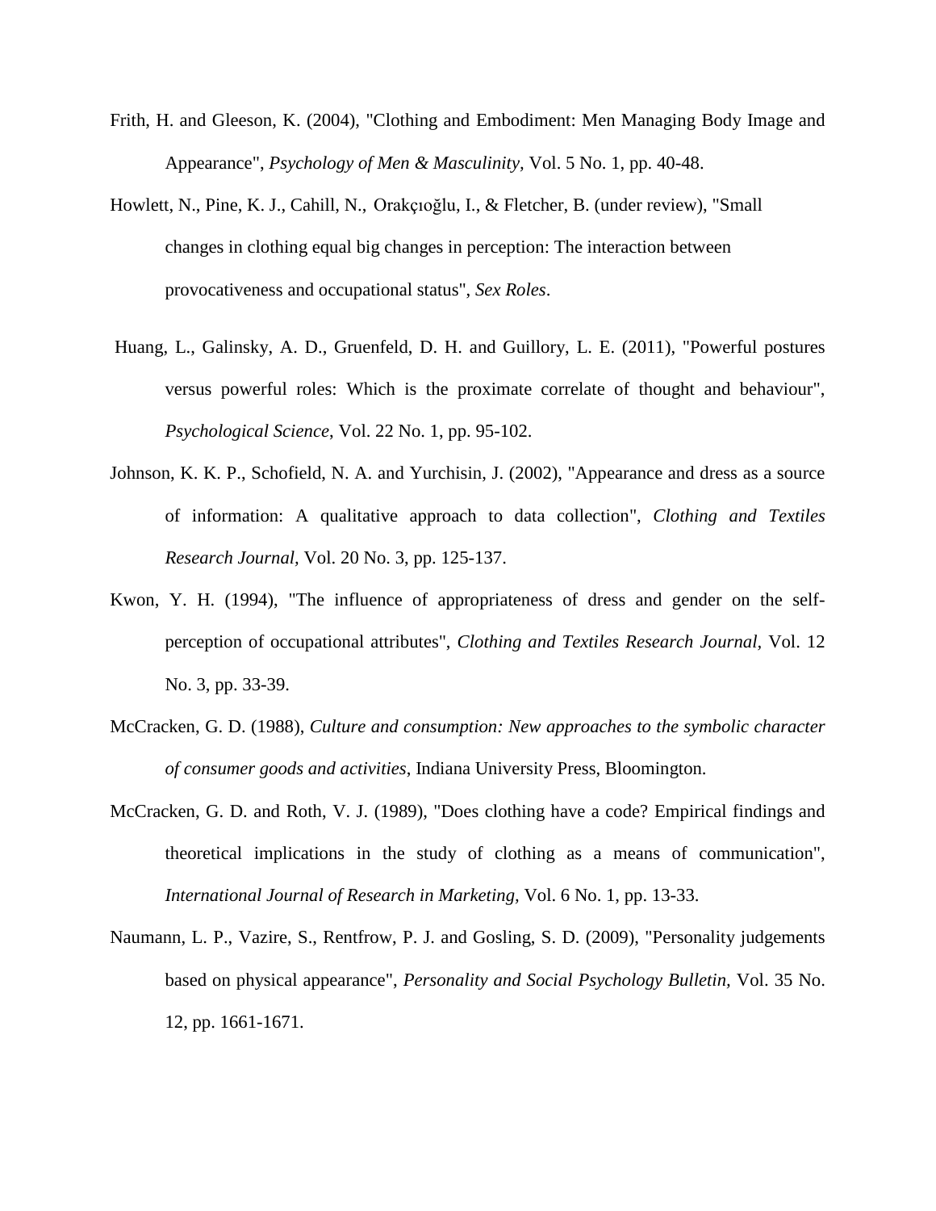Frith, H. and Gleeson, K. (2004), "Clothing and Embodiment: Men Managing Body Image and Appearance", *Psychology of Men & Masculinity*, Vol. 5 No. 1, pp. 40-48.

Howlett, N., Pine, K. J., Cahill, N., Orakçıoğlu, I., & Fletcher, B. (under review), "Small changes in clothing equal big changes in perception: The interaction between provocativeness and occupational status", *Sex Roles*.

Huang, L., Galinsky, A. D., Gruenfeld, D. H. and Guillory, L. E. (2011), "Powerful postures versus powerful roles: Which is the proximate correlate of thought and behaviour", *Psychological Science*, Vol. 22 No. 1, pp. 95-102.

Johnson, K. K. P., Schofield, N. A. and Yurchisin, J. (2002), "Appearance and dress as a source of information: A qualitative approach to data collection", *Clothing and Textiles Research Journal*, Vol. 20 No. 3, pp. 125-137.

Kwon, Y. H. (1994), "The influence of appropriateness of dress and gender on the self-perception of occupational attributes", *Clothing and Textiles Research Journal*, Vol. 12 No. 3, pp. 33-39.

McCracken, G. D. (1988), *Culture and consumption: New approaches to the symbolic character of consumer goods and activities*, Indiana University Press, Bloomington.

McCracken, G. D. and Roth, V. J. (1989), "Does clothing have a code? Empirical findings and theoretical implications in the study of clothing as a means of communication", *International Journal of Research in Marketing*, Vol. 6 No. 1, pp. 13-33.

Naumann, L. P., Vazire, S., Rentfrow, P. J. and Gosling, S. D. (2009), "Personality judgements based on physical appearance", *Personality and Social Psychology Bulletin*, Vol. 35 No. 12, pp. 1661-1671.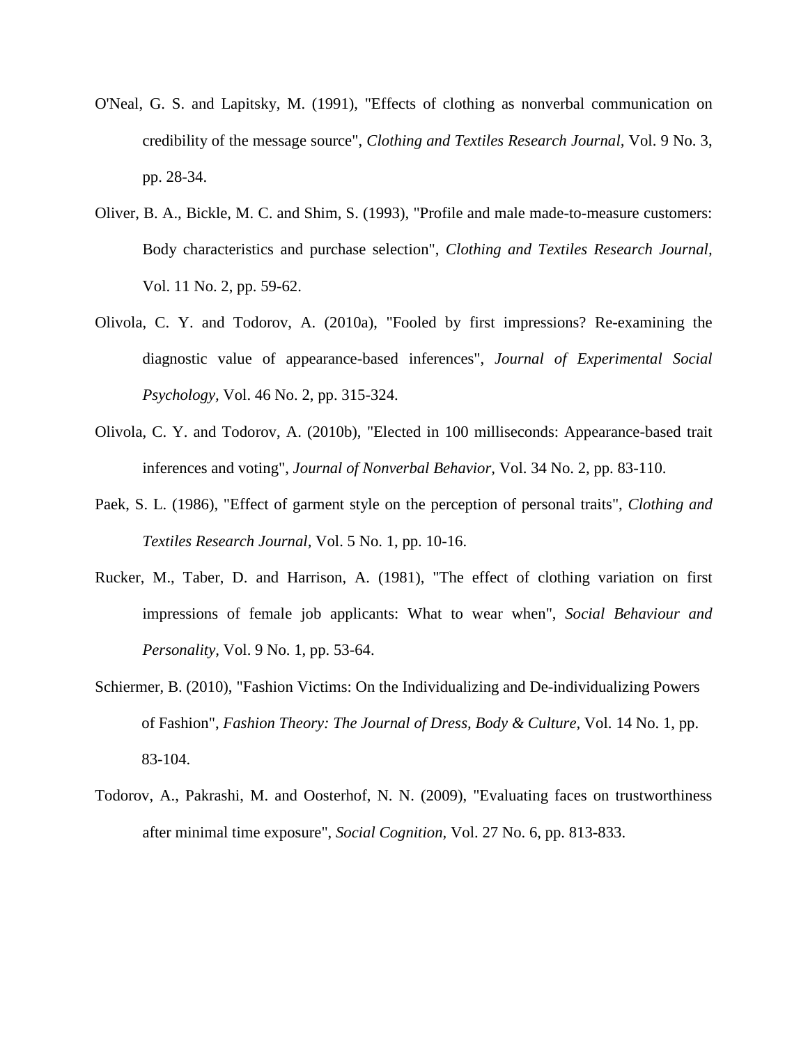O'Neal, G. S. and Lapitsky, M. (1991), "Effects of clothing as nonverbal communication on credibility of the message source", *Clothing and Textiles Research Journal,* Vol. 9 No. 3, pp. 28-34.

Oliver, B. A., Bickle, M. C. and Shim, S. (1993), "Profile and male made-to-measure customers: Body characteristics and purchase selection", *Clothing and Textiles Research Journal*, Vol. 11 No. 2, pp. 59-62.

Olivola, C. Y. and Todorov, A. (2010a), "Fooled by first impressions? Re-examining the diagnostic value of appearance-based inferences", *Journal of Experimental Social Psychology,* Vol. 46 No. 2, pp. 315-324.

Olivola, C. Y. and Todorov, A. (2010b), "Elected in 100 milliseconds: Appearance-based trait inferences and voting", *Journal of Nonverbal Behavior,* Vol. 34 No. 2, pp. 83-110.

Paek, S. L. (1986), "Effect of garment style on the perception of personal traits", *Clothing and Textiles Research Journal,* Vol. 5 No. 1, pp. 10-16.

Rucker, M., Taber, D. and Harrison, A. (1981), "The effect of clothing variation on first impressions of female job applicants: What to wear when", *Social Behaviour and Personality,* Vol. 9 No. 1, pp. 53-64.

Schiermer, B. (2010), "Fashion Victims: On the Individualizing and De-individualizing Powers of Fashion", *Fashion Theory: The Journal of Dress, Body & Culture,* Vol. 14 No. 1, pp. 83-104.

Todorov, A., Pakrashi, M. and Oosterhof, N. N. (2009), "Evaluating faces on trustworthiness after minimal time exposure", *Social Cognition,* Vol. 27 No. 6, pp. 813-833.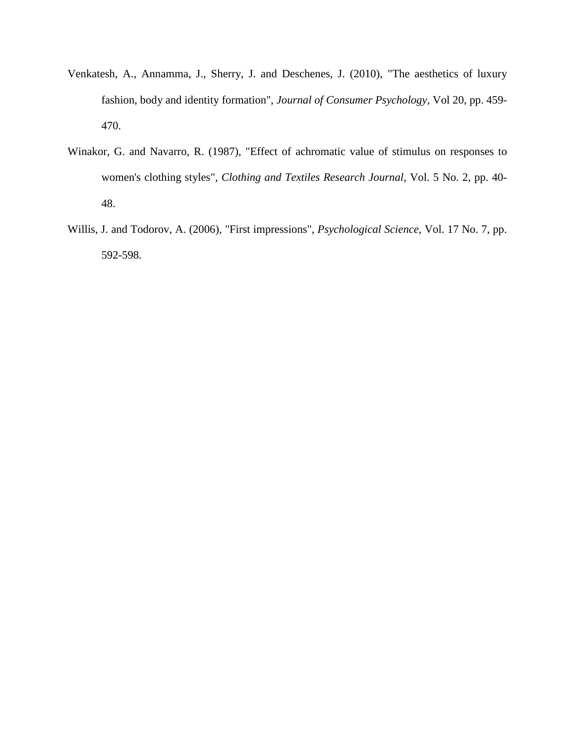Venkatesh, A., Annamma, J., Sherry, J. and Deschenes, J. (2010), "The aesthetics of luxury fashion, body and identity formation", *Journal of Consumer Psychology,* Vol 20, pp. 459-470.

Winakor, G. and Navarro, R. (1987), "Effect of achromatic value of stimulus on responses to women's clothing styles", *Clothing and Textiles Research Journal,* Vol. 5 No. 2, pp. 40-48.

Willis, J. and Todorov, A. (2006), "First impressions", *Psychological Science,* Vol. 17 No. 7, pp. 592-598.